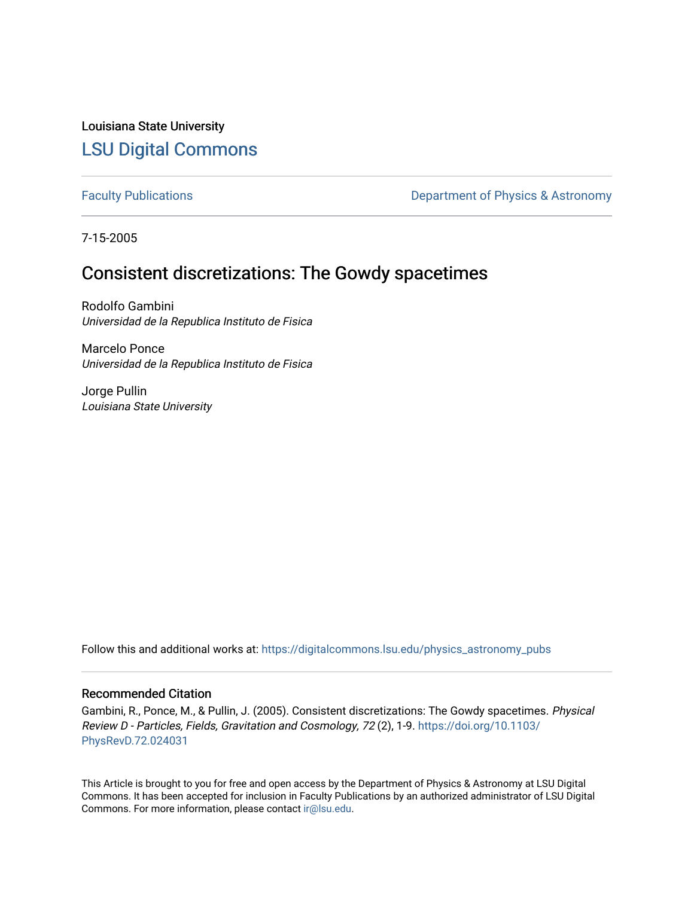Louisiana State University

# LSU Digital Commons

Faculty Publications

Department of Physics & Astronomy

7-15-2005

## Consistent discretizations: The Gowdy spacetimes

Rodolfo Gambini
*Universidad de la Republica Instituto de Fisica*

Marcelo Ponce
*Universidad de la Republica Instituto de Fisica*

Jorge Pullin
*Louisiana State University*

Follow this and additional works at: https://digitalcommons.lsu.edu/physics_astronomy_pubs

### Recommended Citation

Gambini, R., Ponce, M., & Pullin, J. (2005). Consistent discretizations: The Gowdy spacetimes. *Physical Review D - Particles, Fields, Gravitation and Cosmology, 72* (2), 1-9. https://doi.org/10.1103/PhysRevD.72.024031

This Article is brought to you for free and open access by the Department of Physics & Astronomy at LSU Digital Commons. It has been accepted for inclusion in Faculty Publications by an authorized administrator of LSU Digital Commons. For more information, please contact ir@lsu.edu.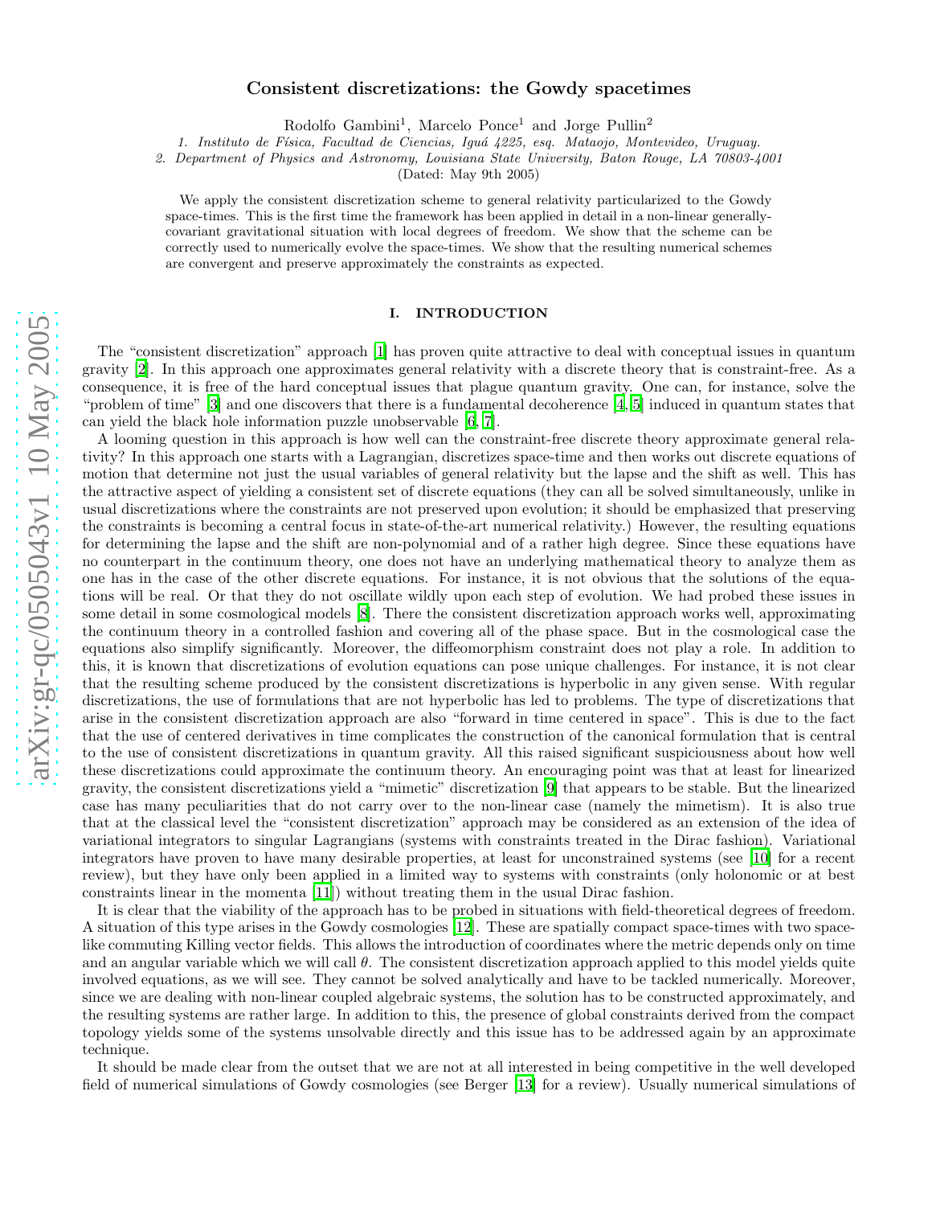# Consistent discretizations: the Gowdy spacetimes

Rodolfo Gambini[1], Marcelo Ponce[1] and Jorge Pullin[2]

1. Instituto de Física, Facultad de Ciencias, Iguá 4225, esq. Mataojo, Montevideo, Uruguay.

2. Department of Physics and Astronomy, Louisiana State University, Baton Rouge, LA 70803-4001

(Dated: May 9th 2005)

We apply the consistent discretization scheme to general relativity particularized to the Gowdy space-times. This is the first time the framework has been applied in detail in a non-linear generally-covariant gravitational situation with local degrees of freedom. We show that the scheme can be correctly used to numerically evolve the space-times. We show that the resulting numerical schemes are convergent and preserve approximately the constraints as expected.

## I. INTRODUCTION

The "consistent discretization" approach [1] has proven quite attractive to deal with conceptual issues in quantum gravity [2]. In this approach one approximates general relativity with a discrete theory that is constraint-free. As a consequence, it is free of the hard conceptual issues that plague quantum gravity. One can, for instance, solve the "problem of time" [3] and one discovers that there is a fundamental decoherence [4, 5] induced in quantum states that can yield the black hole information puzzle unobservable [6, 7].

A looming question in this approach is how well can the constraint-free discrete theory approximate general relativity? In this approach one starts with a Lagrangian, discretizes space-time and then works out discrete equations of motion that determine not just the usual variables of general relativity but the lapse and the shift as well. This has the attractive aspect of yielding a consistent set of discrete equations (they can all be solved simultaneously, unlike in usual discretizations where the constraints are not preserved upon evolution; it should be emphasized that preserving the constraints is becoming a central focus in state-of-the-art numerical relativity.) However, the resulting equations for determining the lapse and the shift are non-polynomial and of a rather high degree. Since these equations have no counterpart in the continuum theory, one does not have an underlying mathematical theory to analyze them as one has in the case of the other discrete equations. For instance, it is not obvious that the solutions of the equations will be real. Or that they do not oscillate wildly upon each step of evolution. We had probed these issues in some detail in some cosmological models [8]. There the consistent discretization approach works well, approximating the continuum theory in a controlled fashion and covering all of the phase space. But in the cosmological case the equations also simplify significantly. Moreover, the diffeomorphism constraint does not play a role. In addition to this, it is known that discretizations of evolution equations can pose unique challenges. For instance, it is not clear that the resulting scheme produced by the consistent discretizations is hyperbolic in any given sense. With regular discretizations, the use of formulations that are not hyperbolic has led to problems. The type of discretizations that arise in the consistent discretization approach are also "forward in time centered in space". This is due to the fact that the use of centered derivatives in time complicates the construction of the canonical formulation that is central to the use of consistent discretizations in quantum gravity. All this raised significant suspiciousness about how well these discretizations could approximate the continuum theory. An encouraging point was that at least for linearized gravity, the consistent discretizations yield a "mimetic" discretization [9] that appears to be stable. But the linearized case has many peculiarities that do not carry over to the non-linear case (namely the mimetism). It is also true that at the classical level the "consistent discretization" approach may be considered as an extension of the idea of variational integrators to singular Lagrangians (systems with constraints treated in the Dirac fashion). Variational integrators have proven to have many desirable properties, at least for unconstrained systems (see [10] for a recent review), but they have only been applied in a limited way to systems with constraints (only holonomic or at best constraints linear in the momenta [11]) without treating them in the usual Dirac fashion.

It is clear that the viability of the approach has to be probed in situations with field-theoretical degrees of freedom. A situation of this type arises in the Gowdy cosmologies [12]. These are spatially compact space-times with two space-like commuting Killing vector fields. This allows the introduction of coordinates where the metric depends only on time and an angular variable which we will call $\theta$. The consistent discretization approach applied to this model yields quite involved equations, as we will see. They cannot be solved analytically and have to be tackled numerically. Moreover, since we are dealing with non-linear coupled algebraic systems, the solution has to be constructed approximately, and the resulting systems are rather large. In addition to this, the presence of global constraints derived from the compact topology yields some of the systems unsolvable directly and this issue has to be addressed again by an approximate technique.

It should be made clear from the outset that we are not at all interested in being competitive in the well developed field of numerical simulations of Gowdy cosmologies (see Berger [13] for a review). Usually numerical simulations of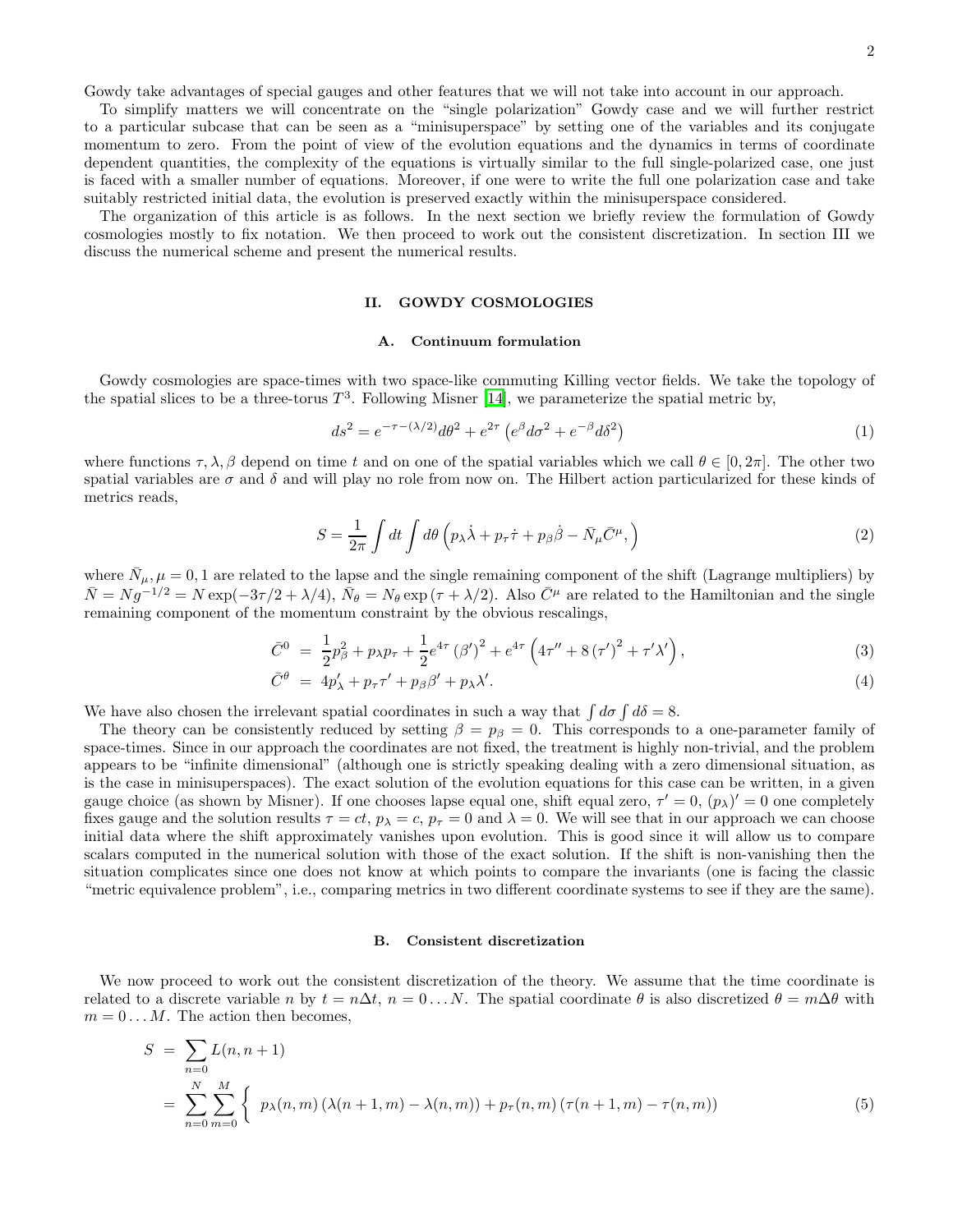Gowdy take advantages of special gauges and other features that we will not take into account in our approach.

To simplify matters we will concentrate on the "single polarization" Gowdy case and we will further restrict to a particular subcase that can be seen as a "minisuperspace" by setting one of the variables and its conjugate momentum to zero. From the point of view of the evolution equations and the dynamics in terms of coordinate dependent quantities, the complexity of the equations is virtually similar to the full single-polarized case, one just is faced with a smaller number of equations. Moreover, if one were to write the full one polarization case and take suitably restricted initial data, the evolution is preserved exactly within the minisuperspace considered.

The organization of this article is as follows. In the next section we briefly review the formulation of Gowdy cosmologies mostly to fix notation. We then proceed to work out the consistent discretization. In section III we discuss the numerical scheme and present the numerical results.

## II. GOWDY COSMOLOGIES

### A. Continuum formulation

Gowdy cosmologies are space-times with two space-like commuting Killing vector fields. We take the topology of the spatial slices to be a three-torus $T^3$. Following Misner [14], we parameterize the spatial metric by,

$$ds^2 = e^{-\tau-(\lambda/2)}d\theta^2 + e^{2\tau}\left(e^{\beta}d\sigma^2 + e^{-\beta}d\delta^2\right) \tag{1}$$

where functions $\tau, \lambda, \beta$ depend on time $t$ and on one of the spatial variables which we call $\theta \in [0, 2\pi]$. The other two spatial variables are $\sigma$ and $\delta$ and will play no role from now on. The Hilbert action particularized for these kinds of metrics reads,

$$S = \frac{1}{2\pi}\int dt \int d\theta \left(p_\lambda \dot{\lambda} + p_\tau \dot{\tau} + p_\beta \dot{\beta} - \bar{N}_\mu \bar{C}^\mu,\right) \tag{2}$$

where $\bar{N}_\mu, \mu = 0, 1$ are related to the lapse and the single remaining component of the shift (Lagrange multipliers) by $\bar{N} = Ng^{-1/2} = N\exp(-3\tau/2 + \lambda/4)$, $\bar{N}_\theta = N_\theta \exp(\tau + \lambda/2)$. Also $\bar{C}^\mu$ are related to the Hamiltonian and the single remaining component of the momentum constraint by the obvious rescalings,

$$\bar{C}^0 = \frac{1}{2}p_\beta^2 + p_\lambda p_\tau + \frac{1}{2}e^{4\tau}\left(\beta'\right)^2 + e^{4\tau}\left(4\tau'' + 8\left(\tau'\right)^2 + \tau'\lambda'\right), \tag{3}$$

$$\bar{C}^\theta = 4p'_\lambda + p_\tau \tau' + p_\beta \beta' + p_\lambda \lambda'. \tag{4}$$

We have also chosen the irrelevant spatial coordinates in such a way that $\int d\sigma \int d\delta = 8$.

The theory can be consistently reduced by setting $\beta = p_\beta = 0$. This corresponds to a one-parameter family of space-times. Since in our approach the coordinates are not fixed, the treatment is highly non-trivial, and the problem appears to be "infinite dimensional" (although one is strictly speaking dealing with a zero dimensional situation, as is the case in minisuperspaces). The exact solution of the evolution equations for this case can be written, in a given gauge choice (as shown by Misner). If one chooses lapse equal one, shift equal zero, $\tau' = 0$, $(p_\lambda)' = 0$ one completely fixes gauge and the solution results $\tau = ct$, $p_\lambda = c$, $p_\tau = 0$ and $\lambda = 0$. We will see that in our approach we can choose initial data where the shift approximately vanishes upon evolution. This is good since it will allow us to compare scalars computed in the numerical solution with those of the exact solution. If the shift is non-vanishing then the situation complicates since one does not know at which points to compare the invariants (one is facing the classic "metric equivalence problem", i.e., comparing metrics in two different coordinate systems to see if they are the same).

### B. Consistent discretization

We now proceed to work out the consistent discretization of the theory. We assume that the time coordinate is related to a discrete variable $n$ by $t = n\Delta t$, $n = 0 \ldots N$. The spatial coordinate $\theta$ is also discretized $\theta = m\Delta\theta$ with $m = 0 \ldots M$. The action then becomes,

$$\begin{aligned} S &= \sum_{n=0} L(n, n+1) \\ &= \sum_{n=0}^{N}\sum_{m=0}^{M}\Big\{ \ p_\lambda(n,m)\left(\lambda(n+1,m) - \lambda(n,m)\right) + p_\tau(n,m)\left(\tau(n+1,m) - \tau(n,m)\right) \end{aligned} \tag{5}$$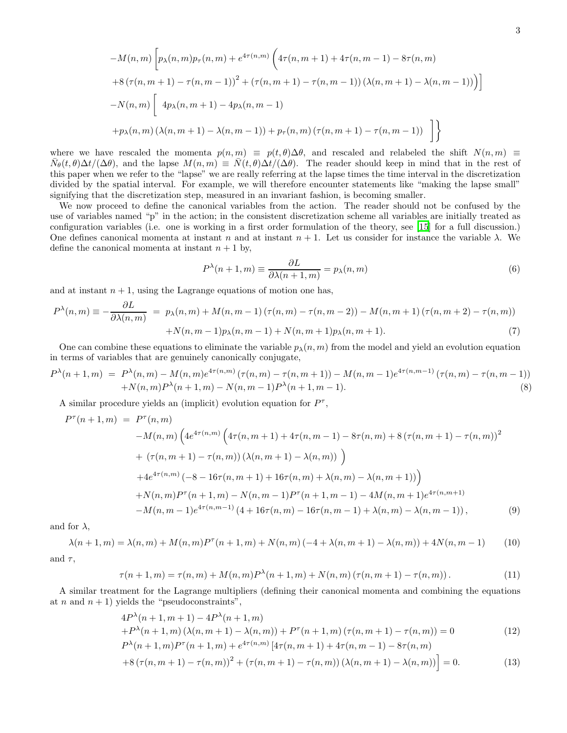$$
\begin{aligned}
&-M(n,m)\left[p_\lambda(n,m)p_\tau(n,m)+e^{4\tau(n,m)}\Big(4\tau(n,m+1)+4\tau(n,m-1)-8\tau(n,m)\right.\\
&\left.+8\left(\tau(n,m+1)-\tau(n,m-1)\right)^2+\left(\tau(n,m+1)-\tau(n,m-1)\right)\left(\lambda(n,m+1)-\lambda(n,m-1)\right)\Big)\right]\\
&-N(n,m)\Big[\;4p_\lambda(n,m+1)-4p_\lambda(n,m-1)\\
&+p_\lambda(n,m)\left(\lambda(n,m+1)-\lambda(n,m-1)\right)+p_\tau(n,m)\left(\tau(n,m+1)-\tau(n,m-1)\right)\quad\Big]\Bigg\}
\end{aligned}
$$

where we have rescaled the momenta $p(n,m) \equiv p(t,\theta)\Delta\theta$, and rescaled and relabeled the shift $N(n,m) \equiv \bar{N}_\theta(t,\theta)\Delta t/(\Delta\theta)$, and the lapse $M(n,m) \equiv \bar{N}(t,\theta)\Delta t/(\Delta\theta)$. The reader should keep in mind that in the rest of this paper when we refer to the "lapse" we are really referring at the lapse times the time interval in the discretization divided by the spatial interval. For example, we will therefore encounter statements like "making the lapse small" signifying that the discretization step, measured in an invariant fashion, is becoming smaller.

We now proceed to define the canonical variables from the action. The reader should not be confused by the use of variables named "p" in the action; in the consistent discretization scheme all variables are initially treated as configuration variables (i.e. one is working in a first order formulation of the theory, see [15] for a full discussion.) One defines canonical momenta at instant $n$ and at instant $n+1$. Let us consider for instance the variable $\lambda$. We define the canonical momenta at instant $n+1$ by,

$$
P^\lambda(n+1,m) \equiv \frac{\partial L}{\partial \lambda(n+1,m)} = p_\lambda(n,m) \tag{6}
$$

and at instant $n+1$, using the Lagrange equations of motion one has,

$$
\begin{aligned}
P^\lambda(n,m) \equiv -\frac{\partial L}{\partial \lambda(n,m)} \;&=\; p_\lambda(n,m) + M(n,m-1)\left(\tau(n,m)-\tau(n,m-2)\right) - M(n,m+1)\left(\tau(n,m+2)-\tau(n,m)\right)\\
&+N(n,m-1)p_\lambda(n,m-1) + N(n,m+1)p_\lambda(n,m+1).
\end{aligned} \tag{7}
$$

One can combine these equations to eliminate the variable $p_\lambda(n,m)$ from the model and yield an evolution equation in terms of variables that are genuinely canonically conjugate,

$$
\begin{aligned}
P^\lambda(n+1,m) \;&=\; P^\lambda(n,m) - M(n,m)e^{4\tau(n,m)}\left(\tau(n,m)-\tau(n,m+1)\right) - M(n,m-1)e^{4\tau(n,m-1)}\left(\tau(n,m)-\tau(n,m-1)\right)\\
&+N(n,m)P^\lambda(n+1,m) - N(n,m-1)P^\lambda(n+1,m-1).
\end{aligned} \tag{8}
$$

A similar procedure yields an (implicit) evolution equation for $P^\tau$,

$$
\begin{aligned}
P^\tau(n+1,m) \;&=\; P^\tau(n,m)\\
&-M(n,m)\Big(4e^{4\tau(n,m)}\Big(4\tau(n,m+1)+4\tau(n,m-1)-8\tau(n,m)+8\left(\tau(n,m+1)-\tau(n,m)\right)^2\\
&+\;\left(\tau(n,m+1)-\tau(n,m)\right)\left(\lambda(n,m+1)-\lambda(n,m)\right)\;\Big)\\
&+4e^{4\tau(n,m)}\left(-8-16\tau(n,m+1)+16\tau(n,m)+\lambda(n,m)-\lambda(n,m+1)\right)\Big)\\
&+N(n,m)P^\tau(n+1,m) - N(n,m-1)P^\tau(n+1,m-1) - 4M(n,m+1)e^{4\tau(n,m+1)}\\
&-M(n,m-1)e^{4\tau(n,m-1)}\left(4+16\tau(n,m)-16\tau(n,m-1)+\lambda(n,m)-\lambda(n,m-1)\right),
\end{aligned} \tag{9}
$$

and for $\lambda$,

$$
\lambda(n+1,m) = \lambda(n,m) + M(n,m)P^\tau(n+1,m) + N(n,m)\left(-4+\lambda(n,m+1)-\lambda(n,m)\right) + 4N(n,m-1) \tag{10}
$$

and $\tau$,

$$
\tau(n+1,m) = \tau(n,m) + M(n,m)P^\lambda(n+1,m) + N(n,m)\left(\tau(n,m+1)-\tau(n,m)\right). \tag{11}
$$

A similar treatment for the Lagrange multipliers (defining their canonical momenta and combining the equations at $n$ and $n+1$) yields the "pseudoconstraints",

$$
\begin{aligned}
&4P^\lambda(n+1,m+1) - 4P^\lambda(n+1,m)\\
&+P^\lambda(n+1,m)\left(\lambda(n,m+1)-\lambda(n,m)\right) + P^\tau(n+1,m)\left(\tau(n,m+1)-\tau(n,m)\right) = 0
\end{aligned} \tag{12}
$$

$$
\begin{aligned}
&P^\lambda(n+1,m)P^\tau(n+1,m) + e^{4\tau(n,m)}\left[4\tau(n,m+1)+4\tau(n,m-1)-8\tau(n,m)\right.\\
&\left.+8\left(\tau(n,m+1)-\tau(n,m)\right)^2 + \left(\tau(n,m+1)-\tau(n,m)\right)\left(\lambda(n,m+1)-\lambda(n,m)\right)\right] = 0.
\end{aligned} \tag{13}
$$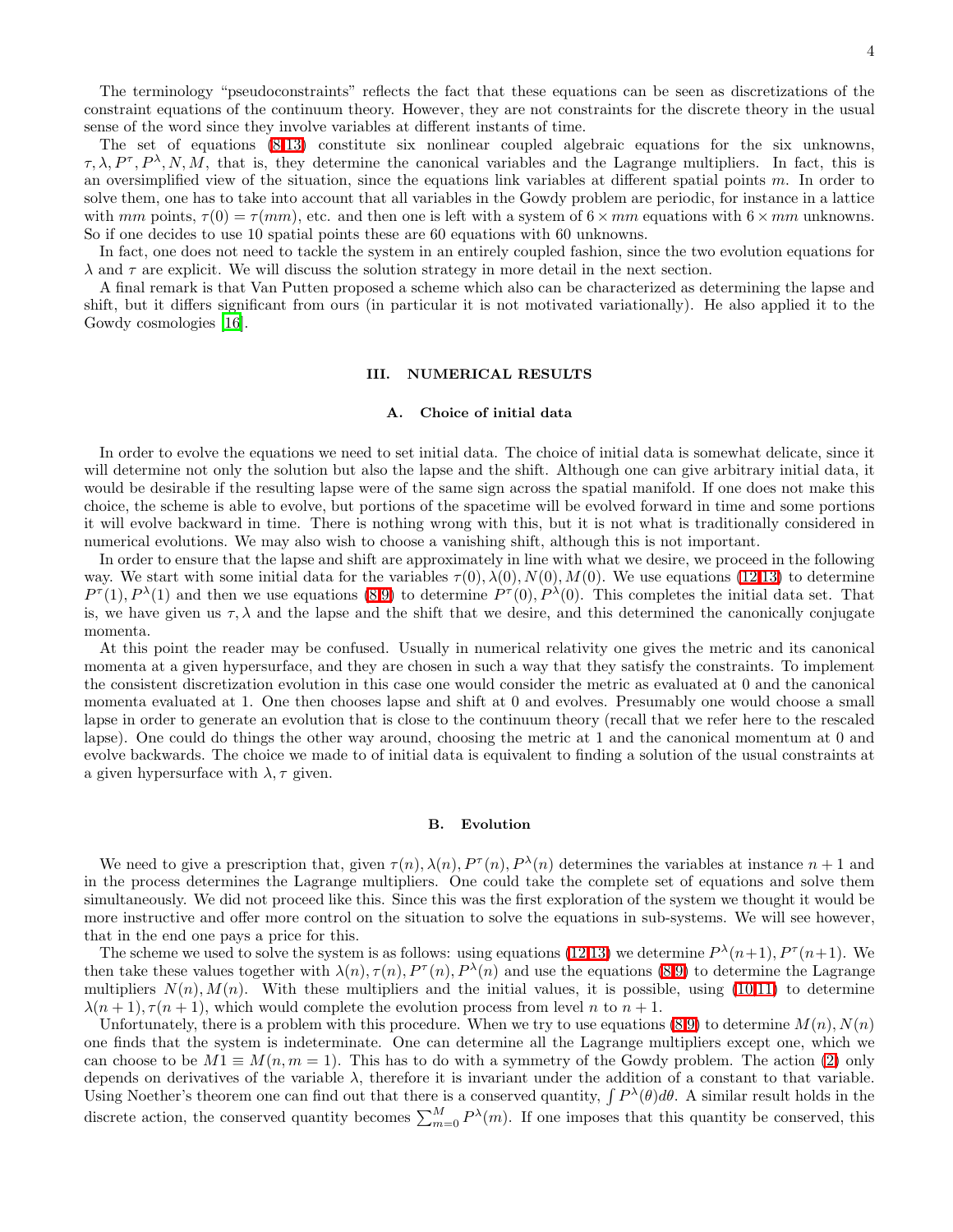The terminology "pseudoconstraints" reflects the fact that these equations can be seen as discretizations of the constraint equations of the continuum theory. However, they are not constraints for the discrete theory in the usual sense of the word since they involve variables at different instants of time.

The set of equations (8-13) constitute six nonlinear coupled algebraic equations for the six unknowns, $\tau, \lambda, P^\tau, P^\lambda, N, M$, that is, they determine the canonical variables and the Lagrange multipliers. In fact, this is an oversimplified view of the situation, since the equations link variables at different spatial points $m$. In order to solve them, one has to take into account that all variables in the Gowdy problem are periodic, for instance in a lattice with $mm$ points, $\tau(0) = \tau(mm)$, etc. and then one is left with a system of $6 \times mm$ equations with $6 \times mm$ unknowns. So if one decides to use 10 spatial points these are 60 equations with 60 unknowns.

In fact, one does not need to tackle the system in an entirely coupled fashion, since the two evolution equations for $\lambda$ and $\tau$ are explicit. We will discuss the solution strategy in more detail in the next section.

A final remark is that Van Putten proposed a scheme which also can be characterized as determining the lapse and shift, but it differs significant from ours (in particular it is not motivated variationally). He also applied it to the Gowdy cosmologies [16].

## III. NUMERICAL RESULTS

### A. Choice of initial data

In order to evolve the equations we need to set initial data. The choice of initial data is somewhat delicate, since it will determine not only the solution but also the lapse and the shift. Although one can give arbitrary initial data, it would be desirable if the resulting lapse were of the same sign across the spatial manifold. If one does not make this choice, the scheme is able to evolve, but portions of the spacetime will be evolved forward in time and some portions it will evolve backward in time. There is nothing wrong with this, but it is not what is traditionally considered in numerical evolutions. We may also wish to choose a vanishing shift, although this is not important.

In order to ensure that the lapse and shift are approximately in line with what we desire, we proceed in the following way. We start with some initial data for the variables $\tau(0), \lambda(0), N(0), M(0)$. We use equations (12,13) to determine $P^\tau(1), P^\lambda(1)$ and then we use equations (8,9) to determine $P^\tau(0), P^\lambda(0)$. This completes the initial data set. That is, we have given us $\tau, \lambda$ and the lapse and the shift that we desire, and this determined the canonically conjugate momenta.

At this point the reader may be confused. Usually in numerical relativity one gives the metric and its canonical momenta at a given hypersurface, and they are chosen in such a way that they satisfy the constraints. To implement the consistent discretization evolution in this case one would consider the metric as evaluated at 0 and the canonical momenta evaluated at 1. One then chooses lapse and shift at 0 and evolves. Presumably one would choose a small lapse in order to generate an evolution that is close to the continuum theory (recall that we refer here to the rescaled lapse). One could do things the other way around, choosing the metric at 1 and the canonical momentum at 0 and evolve backwards. The choice we made to of initial data is equivalent to finding a solution of the usual constraints at a given hypersurface with $\lambda, \tau$ given.

### B. Evolution

We need to give a prescription that, given $\tau(n), \lambda(n), P^\tau(n), P^\lambda(n)$ determines the variables at instance $n+1$ and in the process determines the Lagrange multipliers. One could take the complete set of equations and solve them simultaneously. We did not proceed like this. Since this was the first exploration of the system we thought it would be more instructive and offer more control on the situation to solve the equations in sub-systems. We will see however, that in the end one pays a price for this.

The scheme we used to solve the system is as follows: using equations (12,13) we determine $P^\lambda(n+1), P^\tau(n+1)$. We then take these values together with $\lambda(n), \tau(n), P^\tau(n), P^\lambda(n)$ and use the equations (8,9) to determine the Lagrange multipliers $N(n), M(n)$. With these multipliers and the initial values, it is possible, using (10,11) to determine $\lambda(n+1), \tau(n+1)$, which would complete the evolution process from level $n$ to $n+1$.

Unfortunately, there is a problem with this procedure. When we try to use equations (8,9) to determine $M(n), N(n)$ one finds that the system is indeterminate. One can determine all the Lagrange multipliers except one, which we can choose to be $M1 \equiv M(n, m = 1)$. This has to do with a symmetry of the Gowdy problem. The action (2) only depends on derivatives of the variable $\lambda$, therefore it is invariant under the addition of a constant to that variable. Using Noether's theorem one can find out that there is a conserved quantity, $\int P^\lambda(\theta) d\theta$. A similar result holds in the discrete action, the conserved quantity becomes $\sum_{m=0}^{M} P^\lambda(m)$. If one imposes that this quantity be conserved, this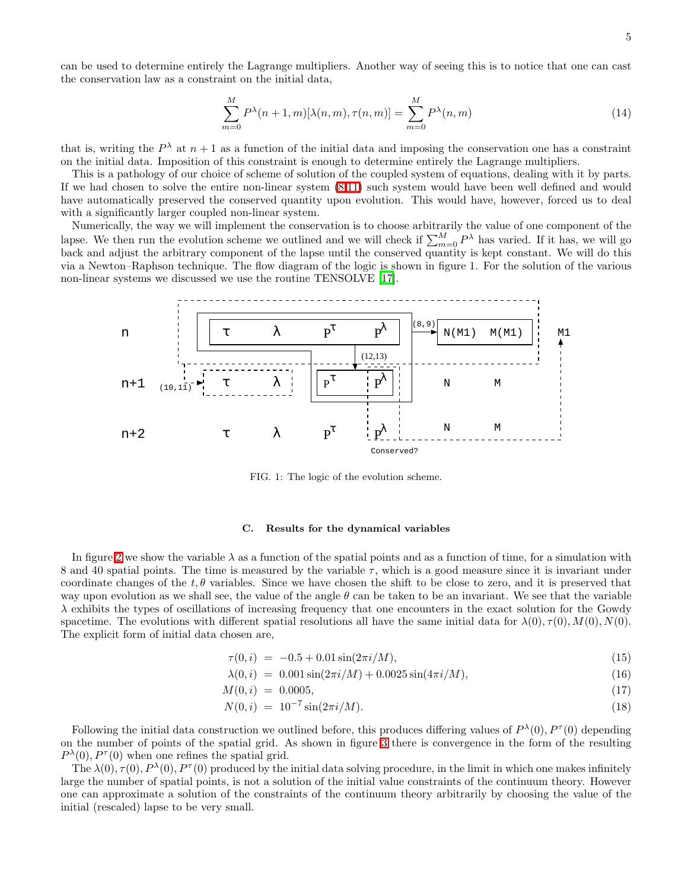can be used to determine entirely the Lagrange multipliers. Another way of seeing this is to notice that one can cast the conservation law as a constraint on the initial data,

$$\sum_{m=0}^{M} P^{\lambda}(n+1,m)[\lambda(n,m),\tau(n,m)] = \sum_{m=0}^{M} P^{\lambda}(n,m) \tag{14}$$

that is, writing the $P^{\lambda}$ at $n+1$ as a function of the initial data and imposing the conservation one has a constraint on the initial data. Imposition of this constraint is enough to determine entirely the Lagrange multipliers.

This is a pathology of our choice of scheme of solution of the coupled system of equations, dealing with it by parts. If we had chosen to solve the entire non-linear system (8-11) such system would have been well defined and would have automatically preserved the conserved quantity upon evolution. This would have, however, forced us to deal with a significantly larger coupled non-linear system.

Numerically, the way we will implement the conservation is to choose arbitrarily the value of one component of the lapse. We then run the evolution scheme we outlined and we will check if $\sum_{m=0}^{M} P^{\lambda}$ has varied. If it has, we will go back and adjust the arbitrary component of the lapse until the conserved quantity is kept constant. We will do this via a Newton–Raphson technique. The flow diagram of the logic is shown in figure 1. For the solution of the various non-linear systems we discussed we use the routine TENSOLVE [17].

FIG. 1: The logic of the evolution scheme.

### C. Results for the dynamical variables

In figure 2 we show the variable $\lambda$ as a function of the spatial points and as a function of time, for a simulation with 8 and 40 spatial points. The time is measured by the variable $\tau$, which is a good measure since it is invariant under coordinate changes of the $t, \theta$ variables. Since we have chosen the shift to be close to zero, and it is preserved that way upon evolution as we shall see, the value of the angle $\theta$ can be taken to be an invariant. We see that the variable $\lambda$ exhibits the types of oscillations of increasing frequency that one encounters in the exact solution for the Gowdy spacetime. The evolutions with different spatial resolutions all have the same initial data for $\lambda(0), \tau(0), M(0), N(0)$. The explicit form of initial data chosen are,

$$\tau(0,i) = -0.5 + 0.01\sin(2\pi i/M), \tag{15}$$

$$\lambda(0,i) = 0.001\sin(2\pi i/M) + 0.0025\sin(4\pi i/M), \tag{16}$$

$$M(0,i) = 0.0005, \tag{17}$$

$$N(0,i) = 10^{-7}\sin(2\pi i/M). \tag{18}$$

Following the initial data construction we outlined before, this produces differing values of $P^{\lambda}(0), P^{\tau}(0)$ depending on the number of points of the spatial grid. As shown in figure 3 there is convergence in the form of the resulting $P^{\lambda}(0), P^{\tau}(0)$ when one refines the spatial grid.

The $\lambda(0), \tau(0), P^{\lambda}(0), P^{\tau}(0)$ produced by the initial data solving procedure, in the limit in which one makes infinitely large the number of spatial points, is not a solution of the initial value constraints of the continuum theory. However one can approximate a solution of the constraints of the continuum theory arbitrarily by choosing the value of the initial (rescaled) lapse to be very small.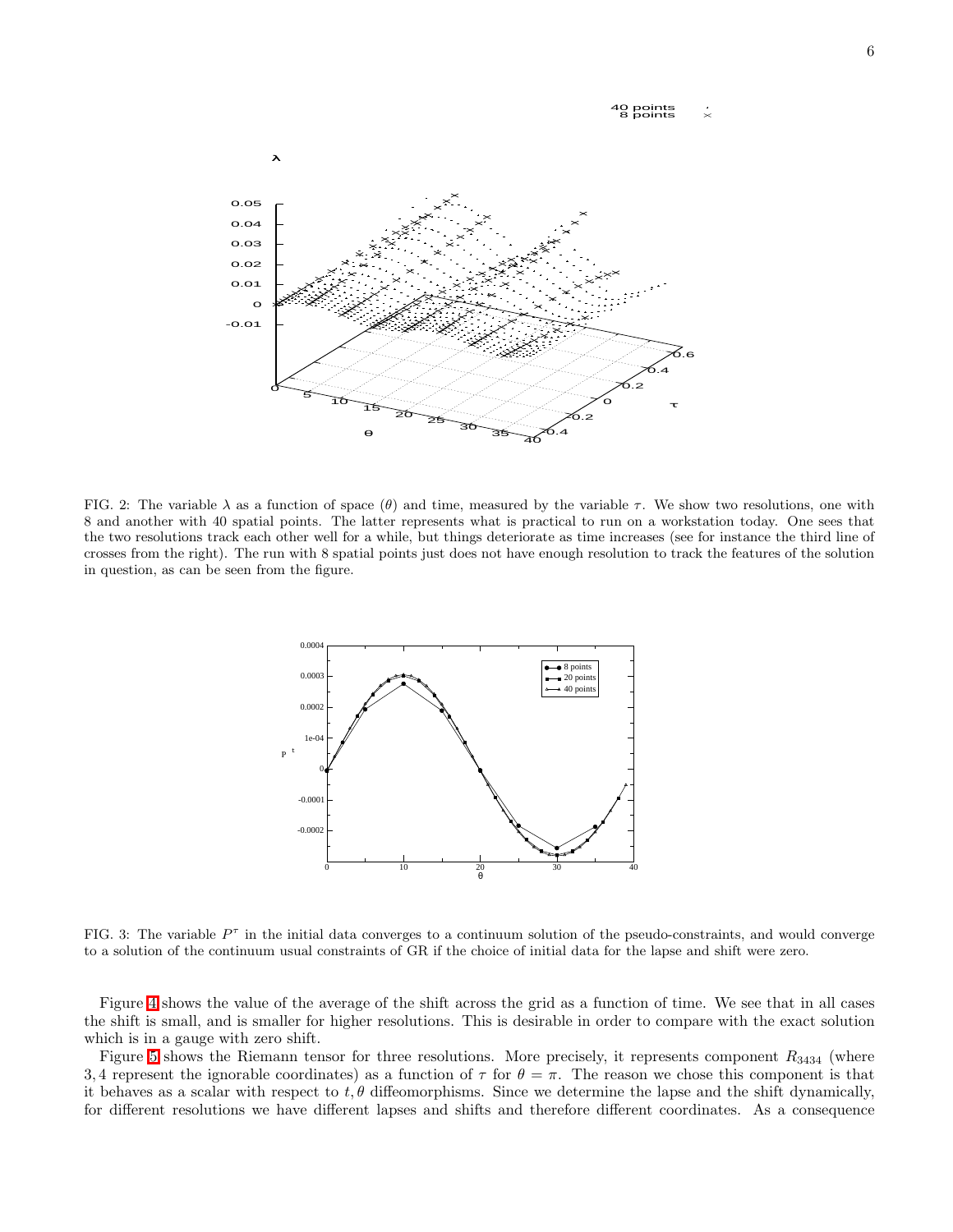FIG. 2: The variable $\lambda$ as a function of space ($\theta$) and time, measured by the variable $\tau$. We show two resolutions, one with 8 and another with 40 spatial points. The latter represents what is practical to run on a workstation today. One sees that the two resolutions track each other well for a while, but things deteriorate as time increases (see for instance the third line of crosses from the right). The run with 8 spatial points just does not have enough resolution to track the features of the solution in question, as can be seen from the figure.

FIG. 3: The variable $P^\tau$ in the initial data converges to a continuum solution of the pseudo-constraints, and would converge to a solution of the continuum usual constraints of GR if the choice of initial data for the lapse and shift were zero.

Figure 4 shows the value of the average of the shift across the grid as a function of time. We see that in all cases the shift is small, and is smaller for higher resolutions. This is desirable in order to compare with the exact solution which is in a gauge with zero shift.

Figure 5 shows the Riemann tensor for three resolutions. More precisely, it represents component $R_{3434}$ (where $3, 4$ represent the ignorable coordinates) as a function of $\tau$ for $\theta = \pi$. The reason we chose this component is that it behaves as a scalar with respect to $t, \theta$ diffeomorphisms. Since we determine the lapse and the shift dynamically, for different resolutions we have different lapses and shifts and therefore different coordinates. As a consequence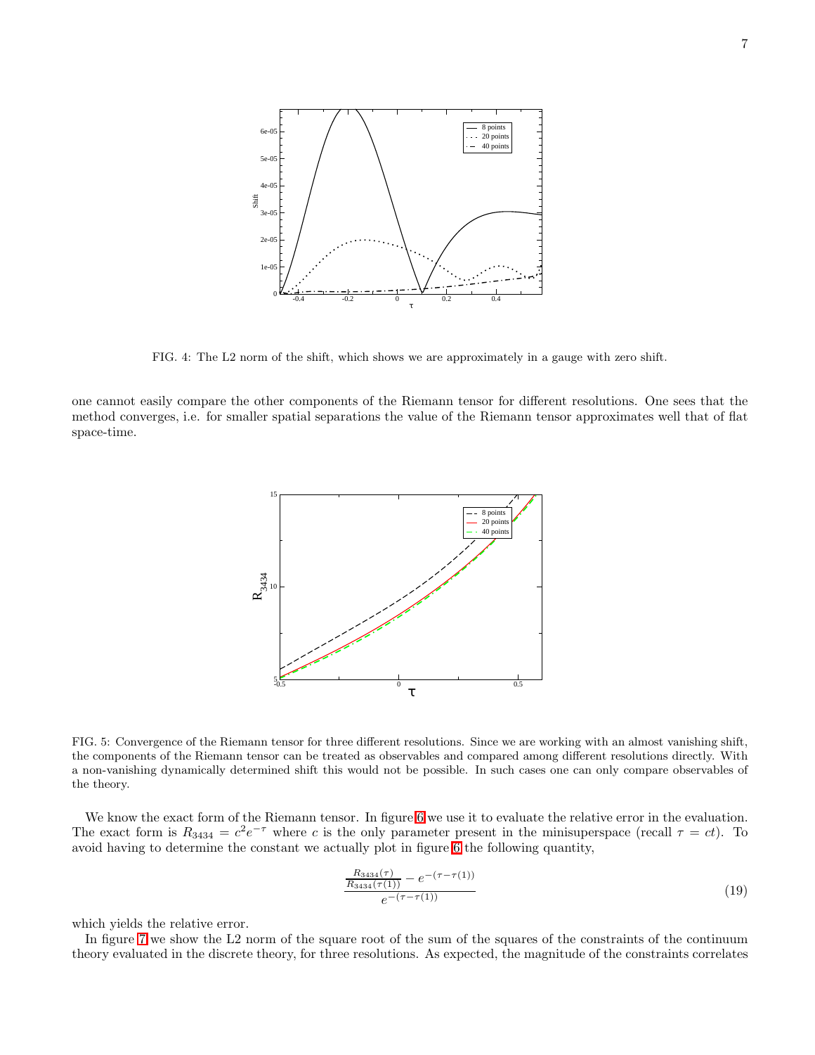FIG. 4: The L2 norm of the shift, which shows we are approximately in a gauge with zero shift.

one cannot easily compare the other components of the Riemann tensor for different resolutions. One sees that the method converges, i.e. for smaller spatial separations the value of the Riemann tensor approximates well that of flat space-time.

FIG. 5: Convergence of the Riemann tensor for three different resolutions. Since we are working with an almost vanishing shift, the components of the Riemann tensor can be treated as observables and compared among different resolutions directly. With a non-vanishing dynamically determined shift this would not be possible. In such cases one can only compare observables of the theory.

We know the exact form of the Riemann tensor. In figure 6 we use it to evaluate the relative error in the evaluation. The exact form is $R_{3434} = c^2 e^{-\tau}$ where $c$ is the only parameter present in the minisuperspace (recall $\tau = ct$). To avoid having to determine the constant we actually plot in figure 6 the following quantity,

$$\frac{\frac{R_{3434}(\tau)}{R_{3434}(\tau(1))} - e^{-(\tau-\tau(1))}}{e^{-(\tau-\tau(1))}} \tag{19}$$

which yields the relative error.

In figure 7 we show the L2 norm of the square root of the sum of the squares of the constraints of the continuum theory evaluated in the discrete theory, for three resolutions. As expected, the magnitude of the constraints correlates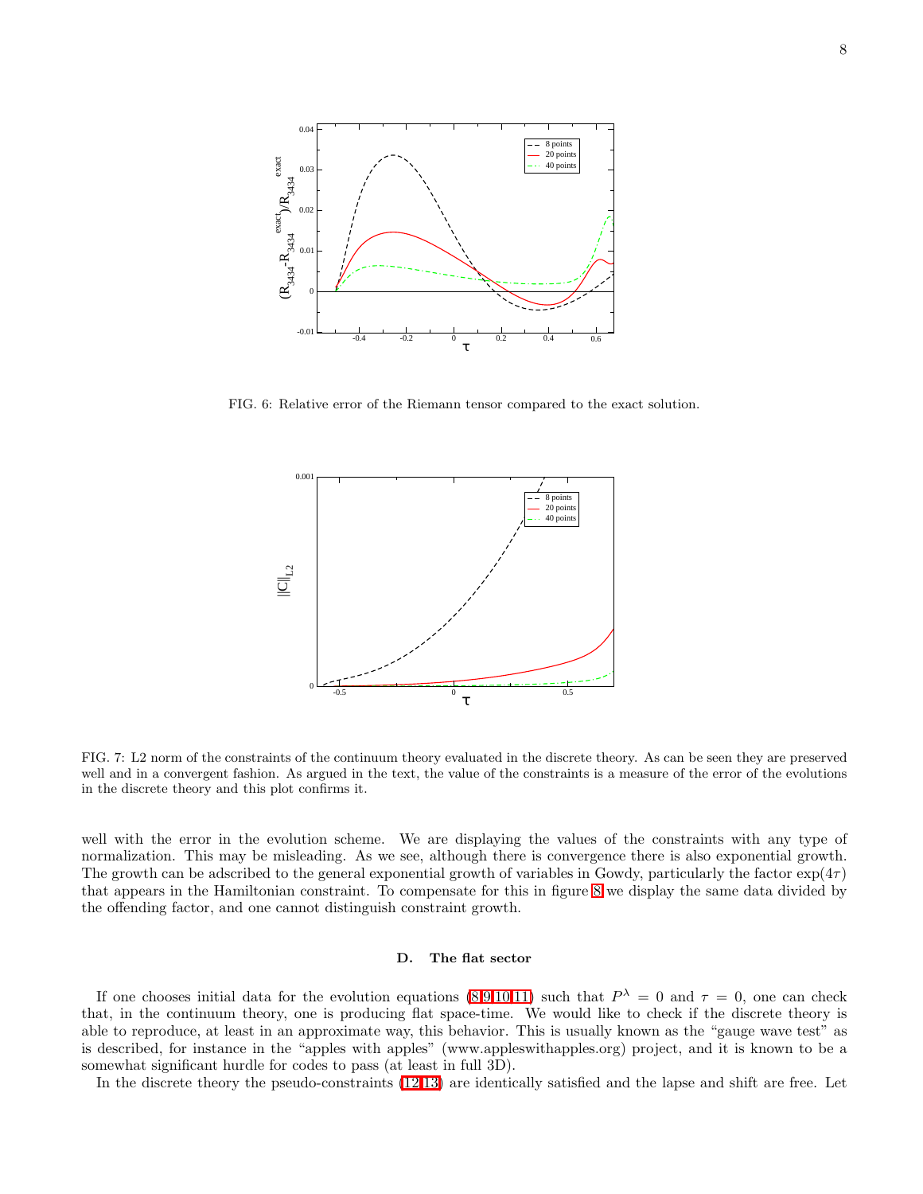FIG. 6: Relative error of the Riemann tensor compared to the exact solution.

FIG. 7: L2 norm of the constraints of the continuum theory evaluated in the discrete theory. As can be seen they are preserved well and in a convergent fashion. As argued in the text, the value of the constraints is a measure of the error of the evolutions in the discrete theory and this plot confirms it.

well with the error in the evolution scheme. We are displaying the values of the constraints with any type of normalization. This may be misleading. As we see, although there is convergence there is also exponential growth. The growth can be adscribed to the general exponential growth of variables in Gowdy, particularly the factor $\exp(4\tau)$ that appears in the Hamiltonian constraint. To compensate for this in figure 8 we display the same data divided by the offending factor, and one cannot distinguish constraint growth.

### D. The flat sector

If one chooses initial data for the evolution equations (8,9,10,11) such that $P^\lambda = 0$ and $\tau = 0$, one can check that, in the continuum theory, one is producing flat space-time. We would like to check if the discrete theory is able to reproduce, at least in an approximate way, this behavior. This is usually known as the "gauge wave test" as is described, for instance in the "apples with apples" (www.appleswithapples.org) project, and it is known to be a somewhat significant hurdle for codes to pass (at least in full 3D).

In the discrete theory the pseudo-constraints (12,13) are identically satisfied and the lapse and shift are free. Let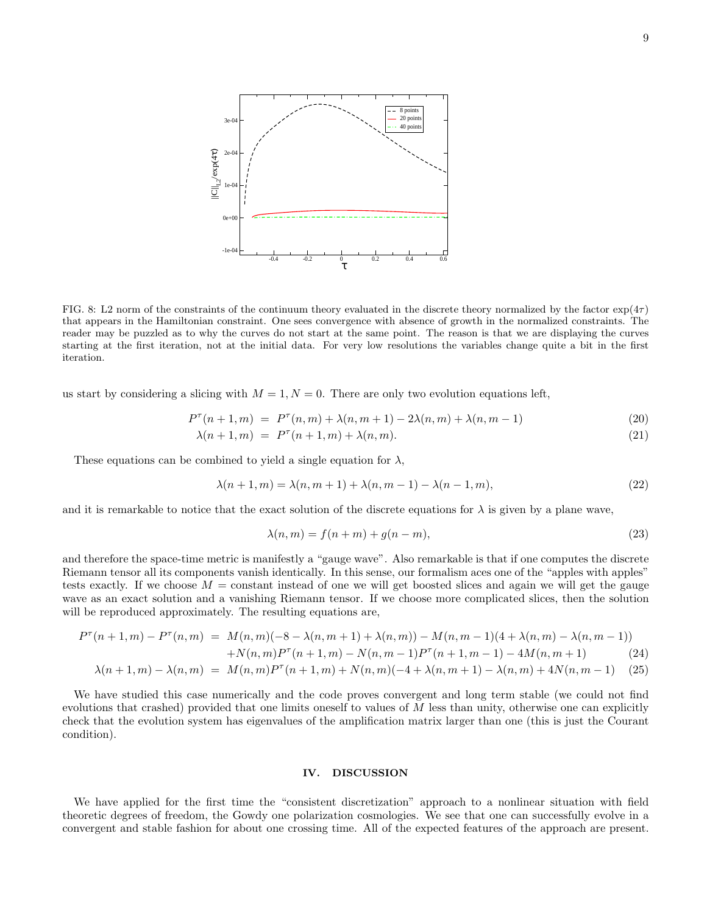FIG. 8: L2 norm of the constraints of the continuum theory evaluated in the discrete theory normalized by the factor $\exp(4\tau)$ that appears in the Hamiltonian constraint. One sees convergence with absence of growth in the normalized constraints. The reader may be puzzled as to why the curves do not start at the same point. The reason is that we are displaying the curves starting at the first iteration, not at the initial data. For very low resolutions the variables change quite a bit in the first iteration.

us start by considering a slicing with $M = 1, N = 0$. There are only two evolution equations left,

$$P^\tau(n+1,m) = P^\tau(n,m) + \lambda(n,m+1) - 2\lambda(n,m) + \lambda(n,m-1) \tag{20}$$

$$\lambda(n+1,m) = P^\tau(n+1,m) + \lambda(n,m). \tag{21}$$

These equations can be combined to yield a single equation for $\lambda$,

$$\lambda(n+1,m) = \lambda(n,m+1) + \lambda(n,m-1) - \lambda(n-1,m), \tag{22}$$

and it is remarkable to notice that the exact solution of the discrete equations for $\lambda$ is given by a plane wave,

$$\lambda(n,m) = f(n+m) + g(n-m), \tag{23}$$

and therefore the space-time metric is manifestly a "gauge wave". Also remarkable is that if one computes the discrete Riemann tensor all its components vanish identically. In this sense, our formalism aces one of the "apples with apples" tests exactly. If we choose $M =$ constant instead of one we will get boosted slices and again we will get the gauge wave as an exact solution and a vanishing Riemann tensor. If we choose more complicated slices, then the solution will be reproduced approximately. The resulting equations are,

$$\begin{aligned} P^\tau(n+1,m) - P^\tau(n,m) &= M(n,m)(-8 - \lambda(n,m+1) + \lambda(n,m)) - M(n,m-1)(4 + \lambda(n,m) - \lambda(n,m-1)) \\ &\quad + N(n,m)P^\tau(n+1,m) - N(n,m-1)P^\tau(n+1,m-1) - 4M(n,m+1) \end{aligned} \tag{24}$$

$$\lambda(n+1,m) - \lambda(n,m) = M(n,m)P^\tau(n+1,m) + N(n,m)(-4 + \lambda(n,m+1) - \lambda(n,m) + 4N(n,m-1) \tag{25}$$

We have studied this case numerically and the code proves convergent and long term stable (we could not find evolutions that crashed) provided that one limits oneself to values of $M$ less than unity, otherwise one can explicitly check that the evolution system has eigenvalues of the amplification matrix larger than one (this is just the Courant condition).

## IV. DISCUSSION

We have applied for the first time the "consistent discretization" approach to a nonlinear situation with field theoretic degrees of freedom, the Gowdy one polarization cosmologies. We see that one can successfully evolve in a convergent and stable fashion for about one crossing time. All of the expected features of the approach are present.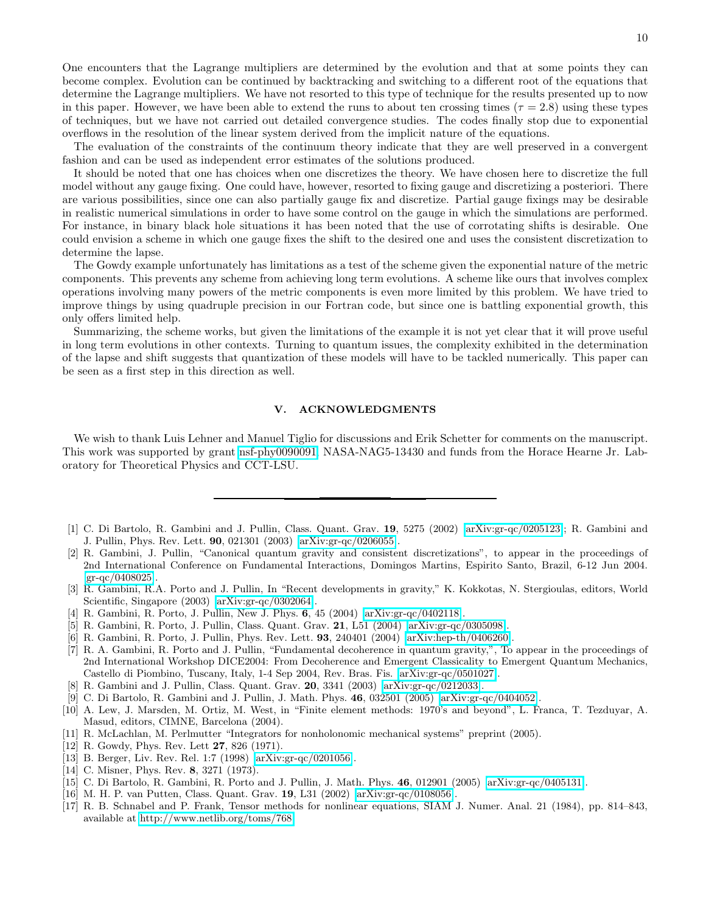One encounters that the Lagrange multipliers are determined by the evolution and that at some points they can become complex. Evolution can be continued by backtracking and switching to a different root of the equations that determine the Lagrange multipliers. We have not resorted to this type of technique for the results presented up to now in this paper. However, we have been able to extend the runs to about ten crossing times ($\tau = 2.8$) using these types of techniques, but we have not carried out detailed convergence studies. The codes finally stop due to exponential overflows in the resolution of the linear system derived from the implicit nature of the equations.

The evaluation of the constraints of the continuum theory indicate that they are well preserved in a convergent fashion and can be used as independent error estimates of the solutions produced.

It should be noted that one has choices when one discretizes the theory. We have chosen here to discretize the full model without any gauge fixing. One could have, however, resorted to fixing gauge and discretizing a posteriori. There are various possibilities, since one can also partially gauge fix and discretize. Partial gauge fixings may be desirable in realistic numerical simulations in order to have some control on the gauge in which the simulations are performed. For instance, in binary black hole situations it has been noted that the use of corrotating shifts is desirable. One could envision a scheme in which one gauge fixes the shift to the desired one and uses the consistent discretization to determine the lapse.

The Gowdy example unfortunately has limitations as a test of the scheme given the exponential nature of the metric components. This prevents any scheme from achieving long term evolutions. A scheme like ours that involves complex operations involving many powers of the metric components is even more limited by this problem. We have tried to improve things by using quadruple precision in our Fortran code, but since one is battling exponential growth, this only offers limited help.

Summarizing, the scheme works, but given the limitations of the example it is not yet clear that it will prove useful in long term evolutions in other contexts. Turning to quantum issues, the complexity exhibited in the determination of the lapse and shift suggests that quantization of these models will have to be tackled numerically. This paper can be seen as a first step in this direction as well.

## V. ACKNOWLEDGMENTS

We wish to thank Luis Lehner and Manuel Tiglio for discussions and Erik Schetter for comments on the manuscript. This work was supported by grant nsf-phy0090091, NASA-NAG5-13430 and funds from the Horace Hearne Jr. Laboratory for Theoretical Physics and CCT-LSU.

---

- [1] C. Di Bartolo, R. Gambini and J. Pullin, Class. Quant. Grav. **19**, 5275 (2002) arXiv:gr-qc/0205123; R. Gambini and J. Pullin, Phys. Rev. Lett. **90**, 021301 (2003) arXiv:gr-qc/0206055.
- [2] R. Gambini, J. Pullin, "Canonical quantum gravity and consistent discretizations", to appear in the proceedings of 2nd International Conference on Fundamental Interactions, Domingos Martins, Espirito Santo, Brazil, 6-12 Jun 2004. gr-qc/0408025.
- [3] R. Gambini, R.A. Porto and J. Pullin, In "Recent developments in gravity," K. Kokkotas, N. Stergioulas, editors, World Scientific, Singapore (2003) arXiv:gr-qc/0302064.
- [4] R. Gambini, R. Porto, J. Pullin, New J. Phys. **6**, 45 (2004) arXiv:gr-qc/0402118.
- [5] R. Gambini, R. Porto, J. Pullin, Class. Quant. Grav. **21**, L51 (2004) arXiv:gr-qc/0305098.
- [6] R. Gambini, R. Porto, J. Pullin, Phys. Rev. Lett. **93**, 240401 (2004) arXiv:hep-th/0406260.
- [7] R. A. Gambini, R. Porto and J. Pullin, "Fundamental decoherence in quantum gravity,", To appear in the proceedings of 2nd International Workshop DICE2004: From Decoherence and Emergent Classicality to Emergent Quantum Mechanics, Castello di Piombino, Tuscany, Italy, 1-4 Sep 2004, Rev. Bras. Fis. arXiv:gr-qc/0501027.
- [8] R. Gambini and J. Pullin, Class. Quant. Grav. **20**, 3341 (2003) arXiv:gr-qc/0212033.
- [9] C. Di Bartolo, R. Gambini and J. Pullin, J. Math. Phys. **46**, 032501 (2005) arXiv:gr-qc/0404052.
- [10] A. Lew, J. Marsden, M. Ortiz, M. West, in "Finite element methods: 1970's and beyond", L. Franca, T. Tezduyar, A. Masud, editors, CIMNE, Barcelona (2004).
- [11] R. McLachlan, M. Perlmutter "Integrators for nonholonomic mechanical systems" preprint (2005).
- [12] R. Gowdy, Phys. Rev. Lett **27**, 826 (1971).
- [13] B. Berger, Liv. Rev. Rel. 1:7 (1998) arXiv:gr-qc/0201056.
- [14] C. Misner, Phys. Rev. **8**, 3271 (1973).
- [15] C. Di Bartolo, R. Gambini, R. Porto and J. Pullin, J. Math. Phys. **46**, 012901 (2005) arXiv:gr-qc/0405131.
- [16] M. H. P. van Putten, Class. Quant. Grav. **19**, L31 (2002) arXiv:gr-qc/0108056.
- [17] R. B. Schnabel and P. Frank, Tensor methods for nonlinear equations, SIAM J. Numer. Anal. 21 (1984), pp. 814–843, available at http://www.netlib.org/toms/768